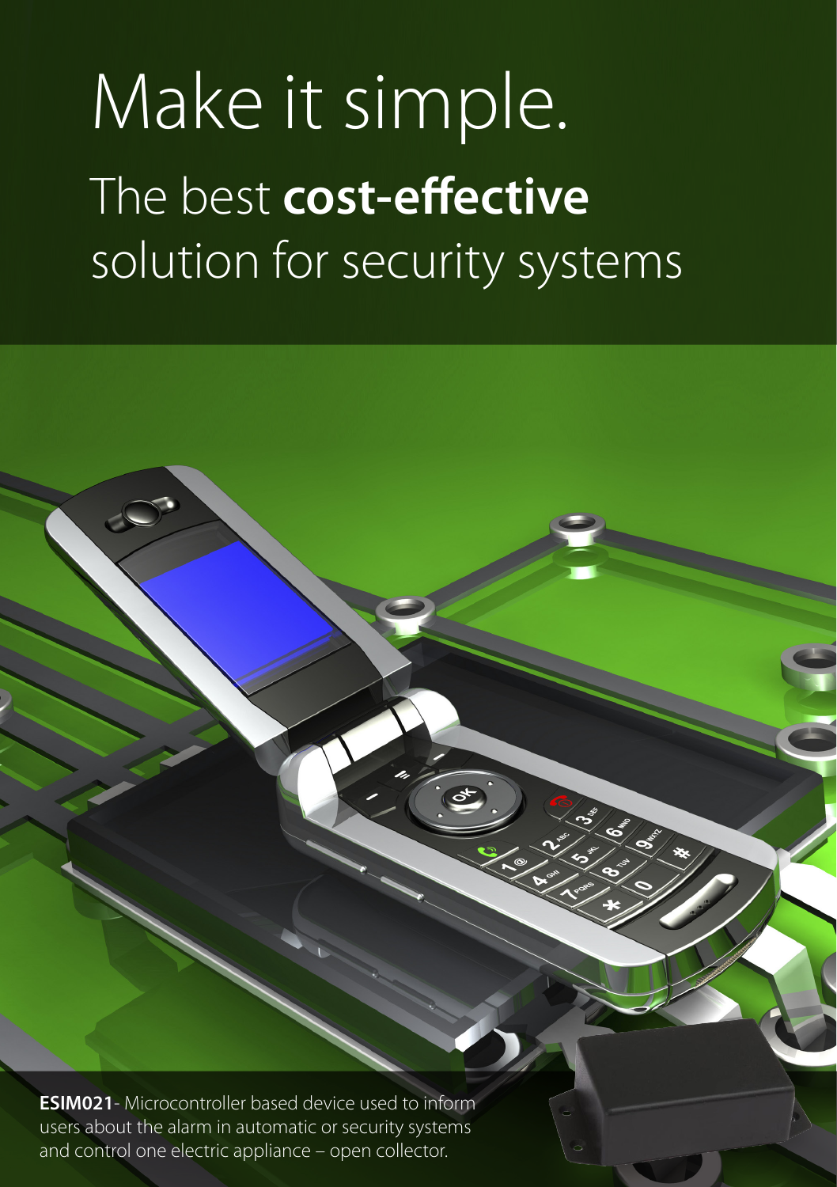# Make it simple.

## The best **cost-effective** solution for security systems

**ESIM021**- Microcontroller based device used to inform users about the alarm in automatic or security systems and control one electric appliance – open collector.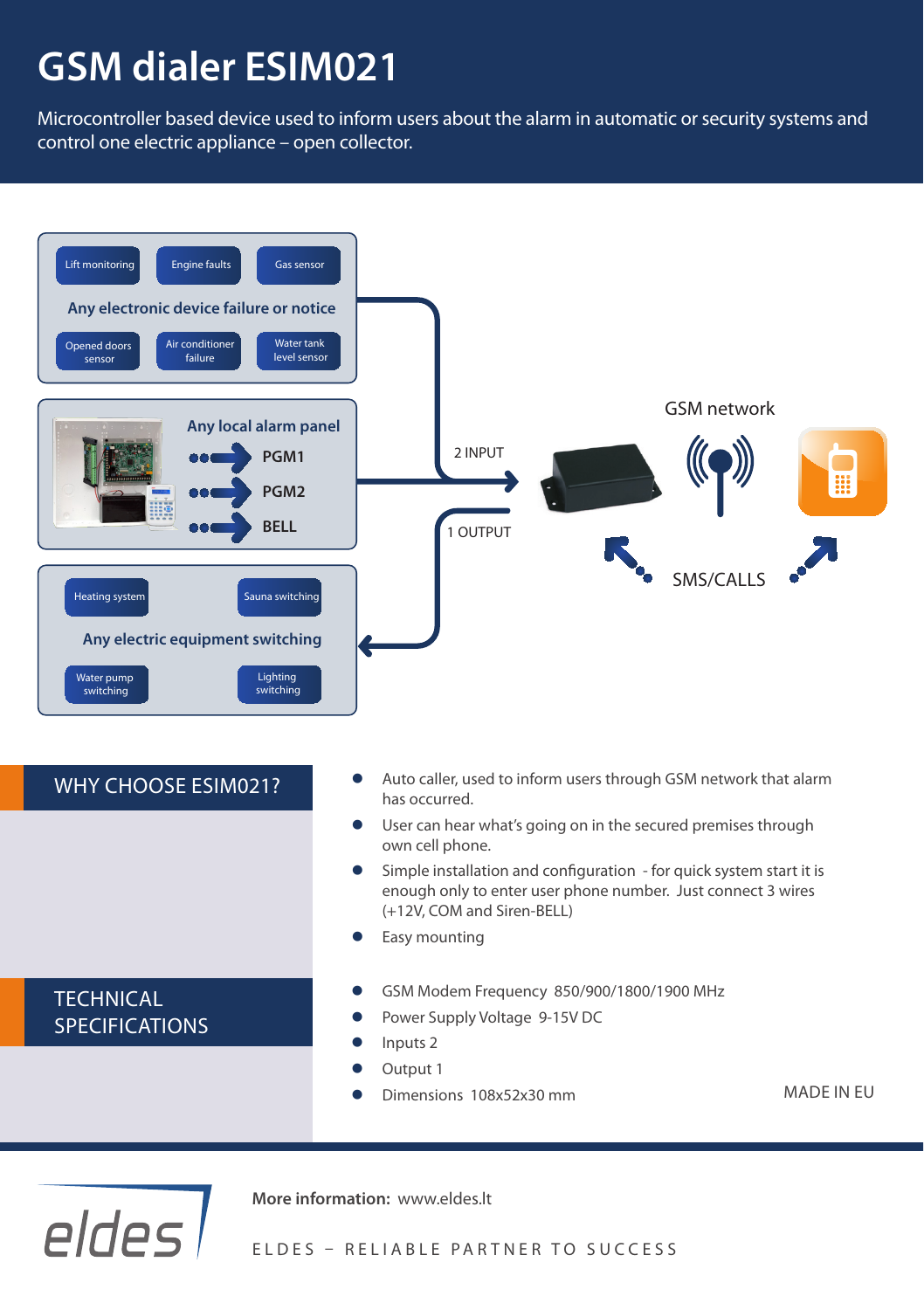# GSM dialer ESIM021

Microcontroller based device used to inform users about the alarm in automatic or security systems and control one electric appliance – open collector.

Lift monitoring
Engine faults
Gas sensor
Any electronic device failure or notice
Opened doors sensor
Air conditioner failure
Water tank level sensor

Any local alarm panel
PGM1
PGM2
BELL

Heating system
Sauna switching
Any electric equipment switching
Water pump switching
Lighting switching

2 INPUT
1 OUTPUT
GSM network
SMS/CALLS

## WHY CHOOSE ESIM021?

- Auto caller, used to inform users through GSM network that alarm has occurred.
- User can hear what's going on in the secured premises through own cell phone.
- Simple installation and configuration - for quick system start it is enough only to enter user phone number. Just connect 3 wires (+12V, COM and Siren-BELL)
- Easy mounting

## TECHNICAL SPECIFICATIONS

- GSM Modem Frequency 850/900/1800/1900 MHz
- Power Supply Voltage 9-15V DC
- Inputs 2
- Output 1
- Dimensions 108x52x30 mm

MADE IN EU

eldes

**More information:** www.eldes.lt

ELDES – RELIABLE PARTNER TO SUCCESS